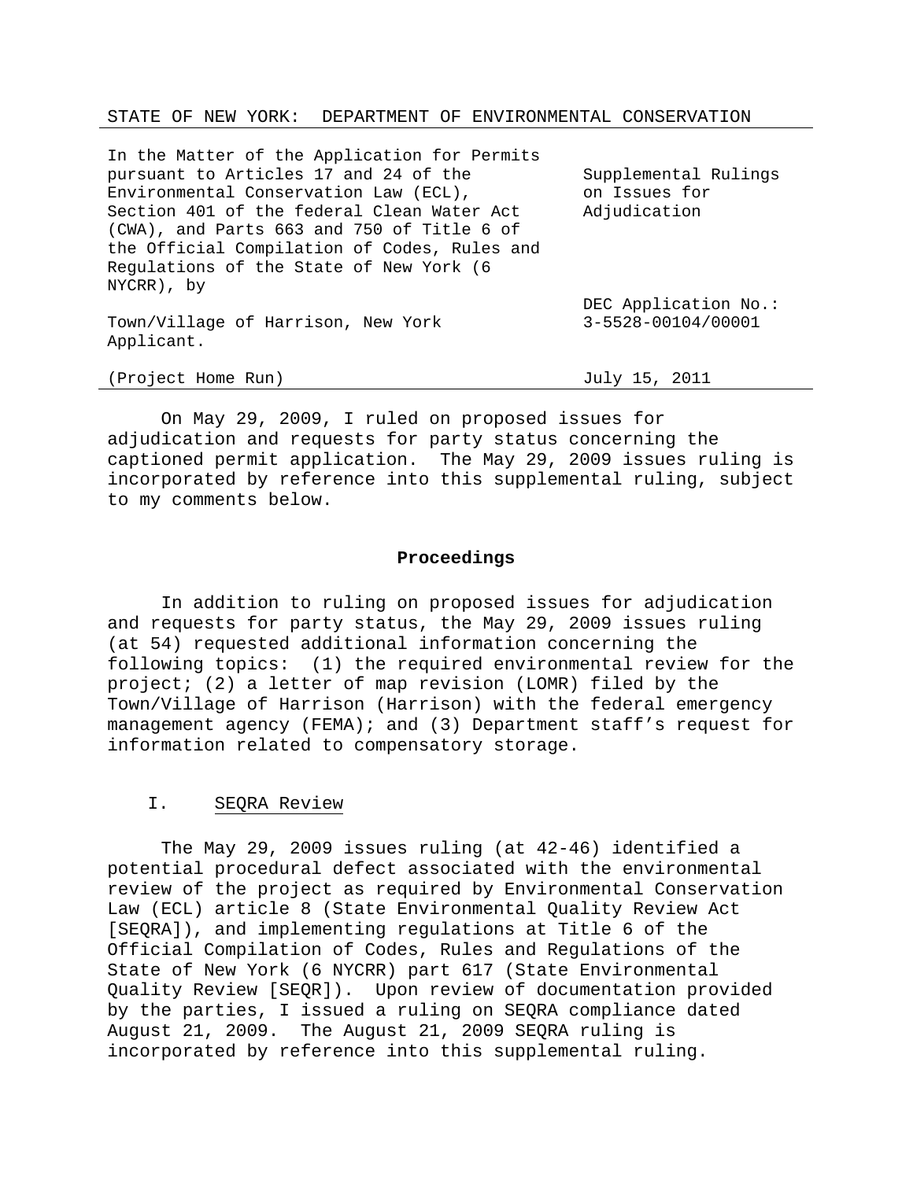STATE OF NEW YORK: DEPARTMENT OF ENVIRONMENTAL CONSERVATION

| | |
|---|---|
| In the Matter of the Application for Permits pursuant to Articles 17 and 24 of the Environmental Conservation Law (ECL), Section 401 of the federal Clean Water Act (CWA), and Parts 663 and 750 of Title 6 of the Official Compilation of Codes, Rules and Regulations of the State of New York (6 NYCRR), by | Supplemental Rulings on Issues for Adjudication |
| Town/Village of Harrison, New York Applicant. | DEC Application No.: 3-5528-00104/00001 |
| (Project Home Run) | July 15, 2011 |

On May 29, 2009, I ruled on proposed issues for adjudication and requests for party status concerning the captioned permit application. The May 29, 2009 issues ruling is incorporated by reference into this supplemental ruling, subject to my comments below.

## Proceedings

In addition to ruling on proposed issues for adjudication and requests for party status, the May 29, 2009 issues ruling (at 54) requested additional information concerning the following topics: (1) the required environmental review for the project; (2) a letter of map revision (LOMR) filed by the Town/Village of Harrison (Harrison) with the federal emergency management agency (FEMA); and (3) Department staff's request for information related to compensatory storage.

### I. SEQRA Review

The May 29, 2009 issues ruling (at 42-46) identified a potential procedural defect associated with the environmental review of the project as required by Environmental Conservation Law (ECL) article 8 (State Environmental Quality Review Act [SEQRA]), and implementing regulations at Title 6 of the Official Compilation of Codes, Rules and Regulations of the State of New York (6 NYCRR) part 617 (State Environmental Quality Review [SEQR]). Upon review of documentation provided by the parties, I issued a ruling on SEQRA compliance dated August 21, 2009. The August 21, 2009 SEQRA ruling is incorporated by reference into this supplemental ruling.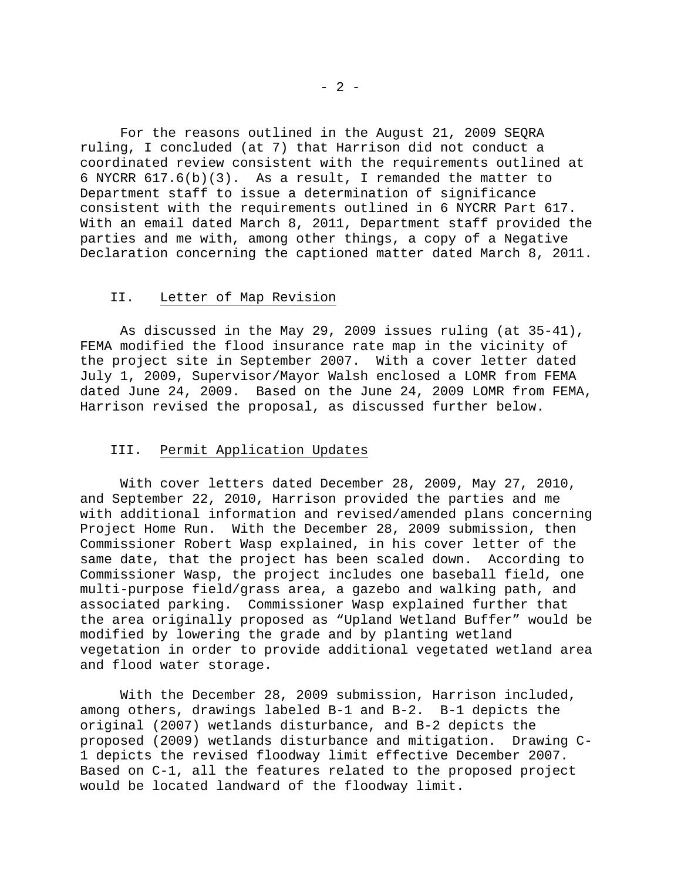For the reasons outlined in the August 21, 2009 SEQRA ruling, I concluded (at 7) that Harrison did not conduct a coordinated review consistent with the requirements outlined at 6 NYCRR 617.6(b)(3). As a result, I remanded the matter to Department staff to issue a determination of significance consistent with the requirements outlined in 6 NYCRR Part 617. With an email dated March 8, 2011, Department staff provided the parties and me with, among other things, a copy of a Negative Declaration concerning the captioned matter dated March 8, 2011.

## II. Letter of Map Revision

As discussed in the May 29, 2009 issues ruling (at 35-41), FEMA modified the flood insurance rate map in the vicinity of the project site in September 2007. With a cover letter dated July 1, 2009, Supervisor/Mayor Walsh enclosed a LOMR from FEMA dated June 24, 2009. Based on the June 24, 2009 LOMR from FEMA, Harrison revised the proposal, as discussed further below.

## III. Permit Application Updates

With cover letters dated December 28, 2009, May 27, 2010, and September 22, 2010, Harrison provided the parties and me with additional information and revised/amended plans concerning Project Home Run. With the December 28, 2009 submission, then Commissioner Robert Wasp explained, in his cover letter of the same date, that the project has been scaled down. According to Commissioner Wasp, the project includes one baseball field, one multi-purpose field/grass area, a gazebo and walking path, and associated parking. Commissioner Wasp explained further that the area originally proposed as "Upland Wetland Buffer" would be modified by lowering the grade and by planting wetland vegetation in order to provide additional vegetated wetland area and flood water storage.

With the December 28, 2009 submission, Harrison included, among others, drawings labeled B-1 and B-2. B-1 depicts the original (2007) wetlands disturbance, and B-2 depicts the proposed (2009) wetlands disturbance and mitigation. Drawing C-1 depicts the revised floodway limit effective December 2007. Based on C-1, all the features related to the proposed project would be located landward of the floodway limit.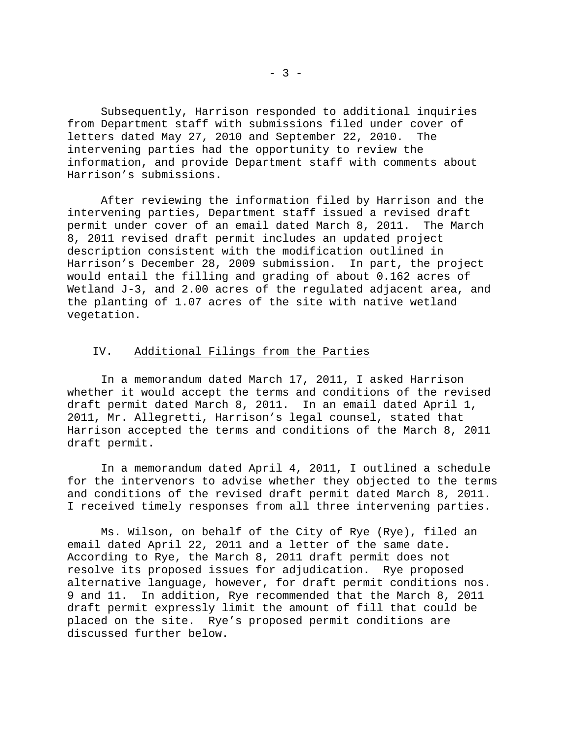Subsequently, Harrison responded to additional inquiries from Department staff with submissions filed under cover of letters dated May 27, 2010 and September 22, 2010. The intervening parties had the opportunity to review the information, and provide Department staff with comments about Harrison's submissions.

After reviewing the information filed by Harrison and the intervening parties, Department staff issued a revised draft permit under cover of an email dated March 8, 2011. The March 8, 2011 revised draft permit includes an updated project description consistent with the modification outlined in Harrison's December 28, 2009 submission. In part, the project would entail the filling and grading of about 0.162 acres of Wetland J-3, and 2.00 acres of the regulated adjacent area, and the planting of 1.07 acres of the site with native wetland vegetation.

## IV. Additional Filings from the Parties

In a memorandum dated March 17, 2011, I asked Harrison whether it would accept the terms and conditions of the revised draft permit dated March 8, 2011. In an email dated April 1, 2011, Mr. Allegretti, Harrison's legal counsel, stated that Harrison accepted the terms and conditions of the March 8, 2011 draft permit.

In a memorandum dated April 4, 2011, I outlined a schedule for the intervenors to advise whether they objected to the terms and conditions of the revised draft permit dated March 8, 2011. I received timely responses from all three intervening parties.

Ms. Wilson, on behalf of the City of Rye (Rye), filed an email dated April 22, 2011 and a letter of the same date. According to Rye, the March 8, 2011 draft permit does not resolve its proposed issues for adjudication. Rye proposed alternative language, however, for draft permit conditions nos. 9 and 11. In addition, Rye recommended that the March 8, 2011 draft permit expressly limit the amount of fill that could be placed on the site. Rye's proposed permit conditions are discussed further below.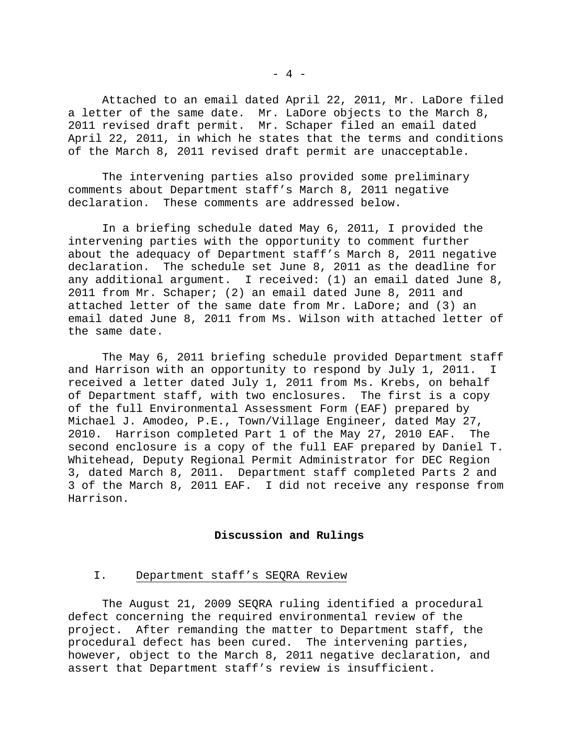Attached to an email dated April 22, 2011, Mr. LaDore filed a letter of the same date. Mr. LaDore objects to the March 8, 2011 revised draft permit. Mr. Schaper filed an email dated April 22, 2011, in which he states that the terms and conditions of the March 8, 2011 revised draft permit are unacceptable.

The intervening parties also provided some preliminary comments about Department staff's March 8, 2011 negative declaration. These comments are addressed below.

In a briefing schedule dated May 6, 2011, I provided the intervening parties with the opportunity to comment further about the adequacy of Department staff's March 8, 2011 negative declaration. The schedule set June 8, 2011 as the deadline for any additional argument. I received: (1) an email dated June 8, 2011 from Mr. Schaper; (2) an email dated June 8, 2011 and attached letter of the same date from Mr. LaDore; and (3) an email dated June 8, 2011 from Ms. Wilson with attached letter of the same date.

The May 6, 2011 briefing schedule provided Department staff and Harrison with an opportunity to respond by July 1, 2011. I received a letter dated July 1, 2011 from Ms. Krebs, on behalf of Department staff, with two enclosures. The first is a copy of the full Environmental Assessment Form (EAF) prepared by Michael J. Amodeo, P.E., Town/Village Engineer, dated May 27, 2010. Harrison completed Part 1 of the May 27, 2010 EAF. The second enclosure is a copy of the full EAF prepared by Daniel T. Whitehead, Deputy Regional Permit Administrator for DEC Region 3, dated March 8, 2011. Department staff completed Parts 2 and 3 of the March 8, 2011 EAF. I did not receive any response from Harrison.

## Discussion and Rulings

### I. Department staff's SEQRA Review

The August 21, 2009 SEQRA ruling identified a procedural defect concerning the required environmental review of the project. After remanding the matter to Department staff, the procedural defect has been cured. The intervening parties, however, object to the March 8, 2011 negative declaration, and assert that Department staff's review is insufficient.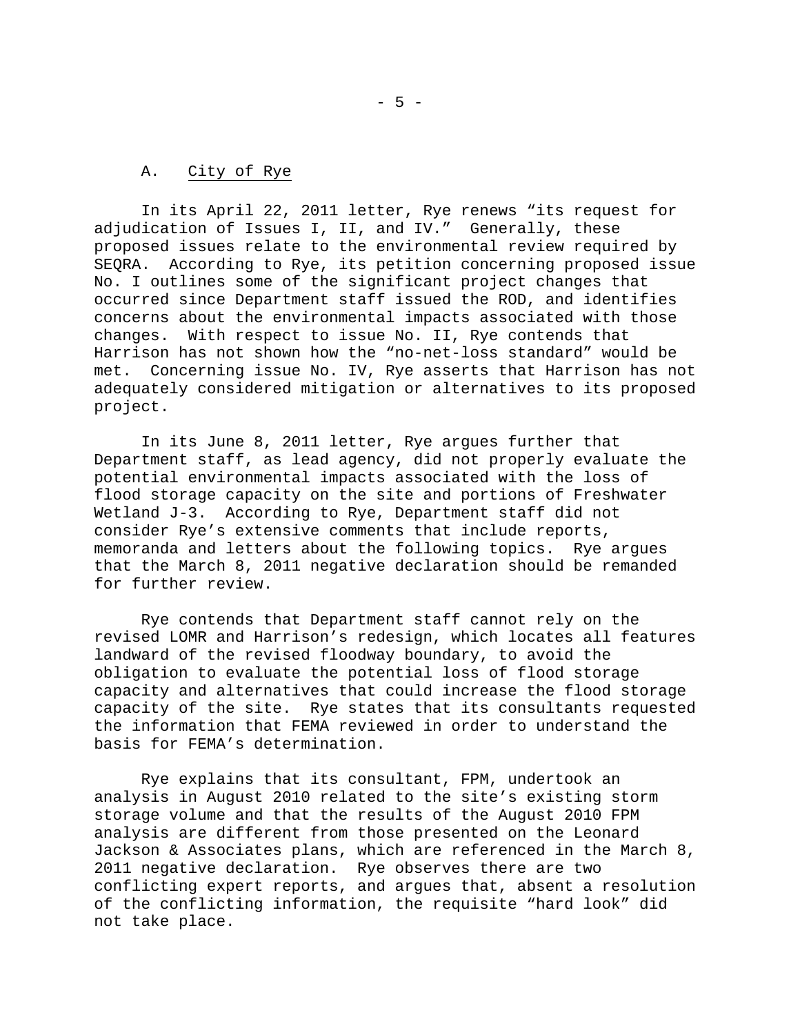A. City of Rye

In its April 22, 2011 letter, Rye renews "its request for adjudication of Issues I, II, and IV." Generally, these proposed issues relate to the environmental review required by SEQRA. According to Rye, its petition concerning proposed issue No. I outlines some of the significant project changes that occurred since Department staff issued the ROD, and identifies concerns about the environmental impacts associated with those changes. With respect to issue No. II, Rye contends that Harrison has not shown how the "no-net-loss standard" would be met. Concerning issue No. IV, Rye asserts that Harrison has not adequately considered mitigation or alternatives to its proposed project.

In its June 8, 2011 letter, Rye argues further that Department staff, as lead agency, did not properly evaluate the potential environmental impacts associated with the loss of flood storage capacity on the site and portions of Freshwater Wetland J-3. According to Rye, Department staff did not consider Rye's extensive comments that include reports, memoranda and letters about the following topics. Rye argues that the March 8, 2011 negative declaration should be remanded for further review.

Rye contends that Department staff cannot rely on the revised LOMR and Harrison's redesign, which locates all features landward of the revised floodway boundary, to avoid the obligation to evaluate the potential loss of flood storage capacity and alternatives that could increase the flood storage capacity of the site. Rye states that its consultants requested the information that FEMA reviewed in order to understand the basis for FEMA's determination.

Rye explains that its consultant, FPM, undertook an analysis in August 2010 related to the site's existing storm storage volume and that the results of the August 2010 FPM analysis are different from those presented on the Leonard Jackson & Associates plans, which are referenced in the March 8, 2011 negative declaration. Rye observes there are two conflicting expert reports, and argues that, absent a resolution of the conflicting information, the requisite "hard look" did not take place.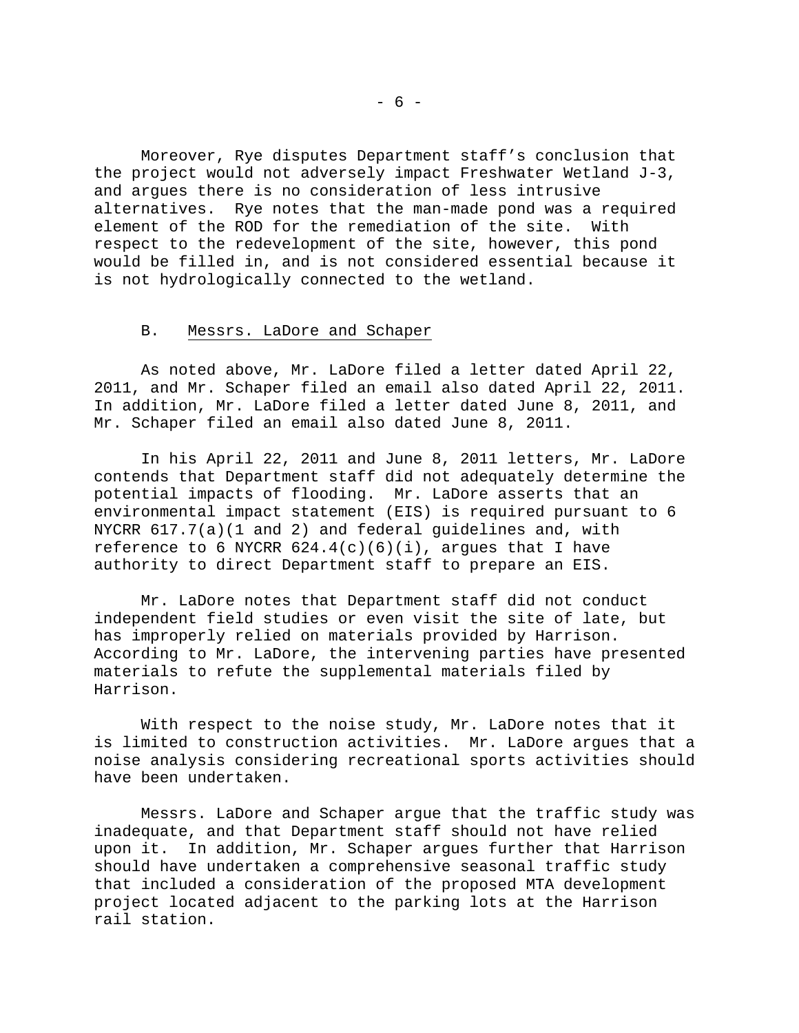Moreover, Rye disputes Department staff's conclusion that the project would not adversely impact Freshwater Wetland J-3, and argues there is no consideration of less intrusive alternatives. Rye notes that the man-made pond was a required element of the ROD for the remediation of the site. With respect to the redevelopment of the site, however, this pond would be filled in, and is not considered essential because it is not hydrologically connected to the wetland.

B. Messrs. LaDore and Schaper

As noted above, Mr. LaDore filed a letter dated April 22, 2011, and Mr. Schaper filed an email also dated April 22, 2011. In addition, Mr. LaDore filed a letter dated June 8, 2011, and Mr. Schaper filed an email also dated June 8, 2011.

In his April 22, 2011 and June 8, 2011 letters, Mr. LaDore contends that Department staff did not adequately determine the potential impacts of flooding. Mr. LaDore asserts that an environmental impact statement (EIS) is required pursuant to 6 NYCRR 617.7(a)(1 and 2) and federal guidelines and, with reference to 6 NYCRR 624.4(c)(6)(i), argues that I have authority to direct Department staff to prepare an EIS.

Mr. LaDore notes that Department staff did not conduct independent field studies or even visit the site of late, but has improperly relied on materials provided by Harrison. According to Mr. LaDore, the intervening parties have presented materials to refute the supplemental materials filed by Harrison.

With respect to the noise study, Mr. LaDore notes that it is limited to construction activities. Mr. LaDore argues that a noise analysis considering recreational sports activities should have been undertaken.

Messrs. LaDore and Schaper argue that the traffic study was inadequate, and that Department staff should not have relied upon it. In addition, Mr. Schaper argues further that Harrison should have undertaken a comprehensive seasonal traffic study that included a consideration of the proposed MTA development project located adjacent to the parking lots at the Harrison rail station.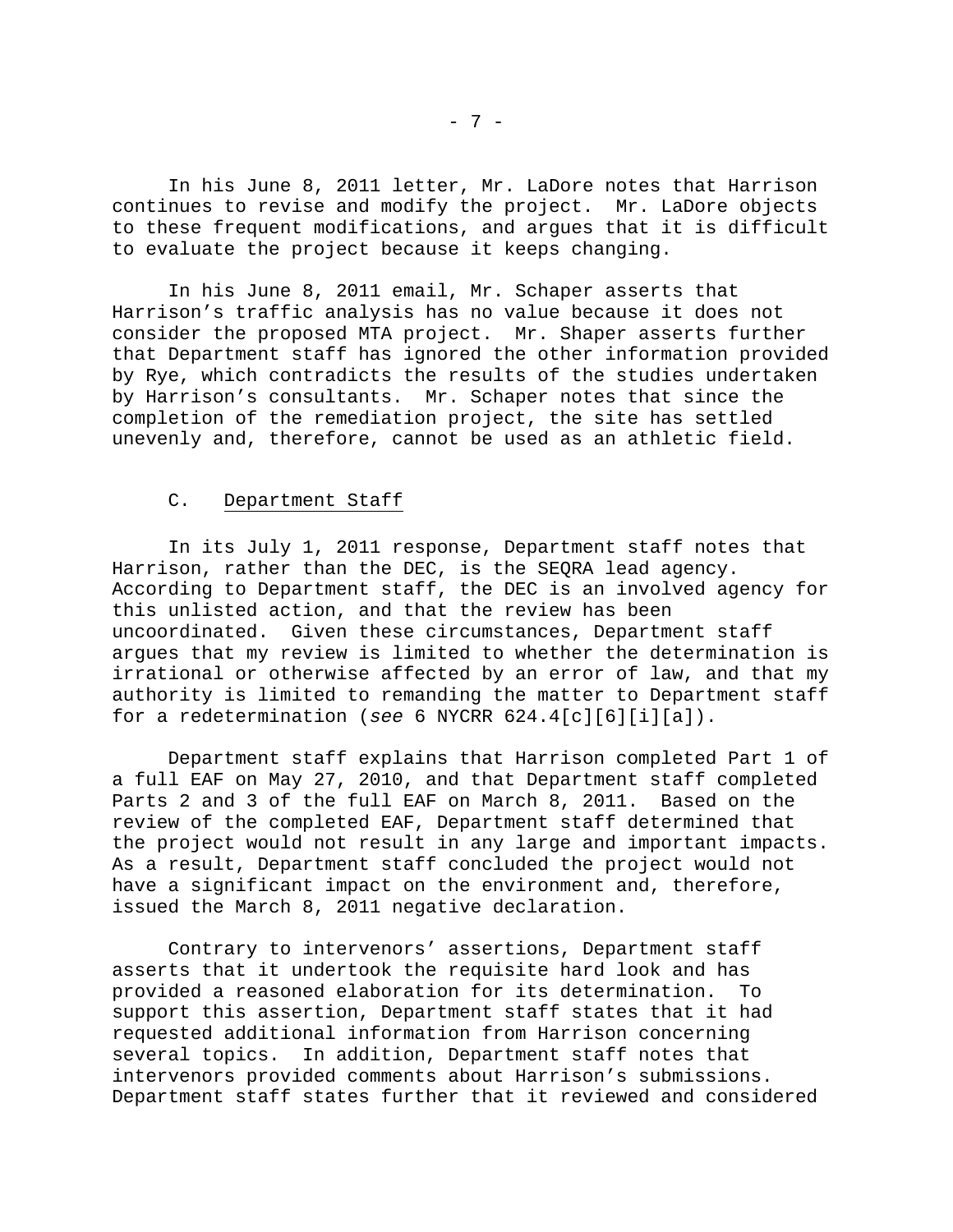In his June 8, 2011 letter, Mr. LaDore notes that Harrison continues to revise and modify the project. Mr. LaDore objects to these frequent modifications, and argues that it is difficult to evaluate the project because it keeps changing.

In his June 8, 2011 email, Mr. Schaper asserts that Harrison's traffic analysis has no value because it does not consider the proposed MTA project. Mr. Shaper asserts further that Department staff has ignored the other information provided by Rye, which contradicts the results of the studies undertaken by Harrison's consultants. Mr. Schaper notes that since the completion of the remediation project, the site has settled unevenly and, therefore, cannot be used as an athletic field.

### C. Department Staff

In its July 1, 2011 response, Department staff notes that Harrison, rather than the DEC, is the SEQRA lead agency. According to Department staff, the DEC is an involved agency for this unlisted action, and that the review has been uncoordinated. Given these circumstances, Department staff argues that my review is limited to whether the determination is irrational or otherwise affected by an error of law, and that my authority is limited to remanding the matter to Department staff for a redetermination (*see* 6 NYCRR 624.4[c][6][i][a]).

Department staff explains that Harrison completed Part 1 of a full EAF on May 27, 2010, and that Department staff completed Parts 2 and 3 of the full EAF on March 8, 2011. Based on the review of the completed EAF, Department staff determined that the project would not result in any large and important impacts. As a result, Department staff concluded the project would not have a significant impact on the environment and, therefore, issued the March 8, 2011 negative declaration.

Contrary to intervenors' assertions, Department staff asserts that it undertook the requisite hard look and has provided a reasoned elaboration for its determination. To support this assertion, Department staff states that it had requested additional information from Harrison concerning several topics. In addition, Department staff notes that intervenors provided comments about Harrison's submissions. Department staff states further that it reviewed and considered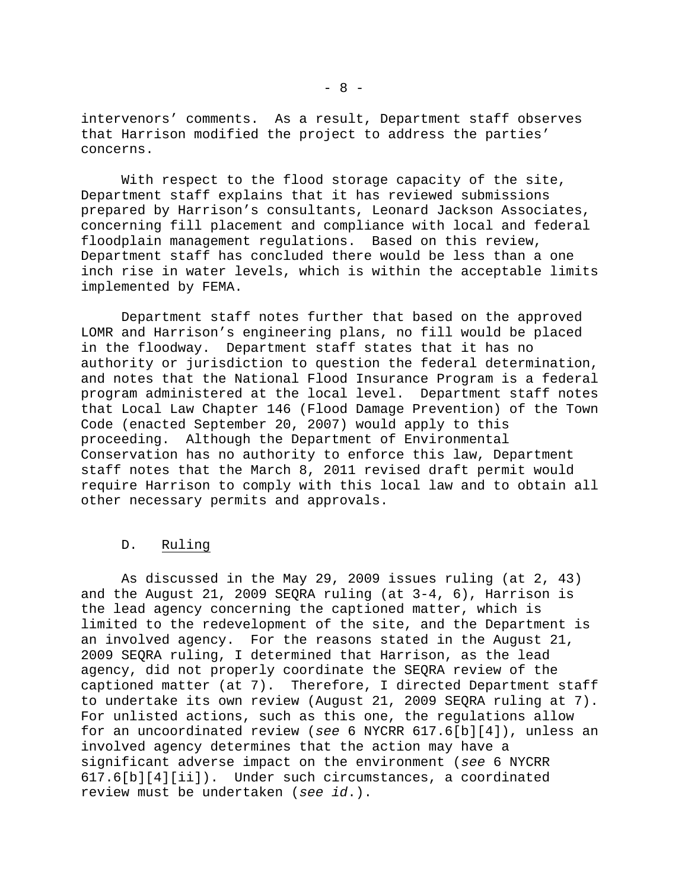intervenors' comments. As a result, Department staff observes that Harrison modified the project to address the parties' concerns.

With respect to the flood storage capacity of the site, Department staff explains that it has reviewed submissions prepared by Harrison's consultants, Leonard Jackson Associates, concerning fill placement and compliance with local and federal floodplain management regulations. Based on this review, Department staff has concluded there would be less than a one inch rise in water levels, which is within the acceptable limits implemented by FEMA.

Department staff notes further that based on the approved LOMR and Harrison's engineering plans, no fill would be placed in the floodway. Department staff states that it has no authority or jurisdiction to question the federal determination, and notes that the National Flood Insurance Program is a federal program administered at the local level. Department staff notes that Local Law Chapter 146 (Flood Damage Prevention) of the Town Code (enacted September 20, 2007) would apply to this proceeding. Although the Department of Environmental Conservation has no authority to enforce this law, Department staff notes that the March 8, 2011 revised draft permit would require Harrison to comply with this local law and to obtain all other necessary permits and approvals.

### D. Ruling

As discussed in the May 29, 2009 issues ruling (at 2, 43) and the August 21, 2009 SEQRA ruling (at 3-4, 6), Harrison is the lead agency concerning the captioned matter, which is limited to the redevelopment of the site, and the Department is an involved agency. For the reasons stated in the August 21, 2009 SEQRA ruling, I determined that Harrison, as the lead agency, did not properly coordinate the SEQRA review of the captioned matter (at 7). Therefore, I directed Department staff to undertake its own review (August 21, 2009 SEQRA ruling at 7). For unlisted actions, such as this one, the regulations allow for an uncoordinated review (*see* 6 NYCRR 617.6[b][4]), unless an involved agency determines that the action may have a significant adverse impact on the environment (*see* 6 NYCRR 617.6[b][4][ii]). Under such circumstances, a coordinated review must be undertaken (*see id.*).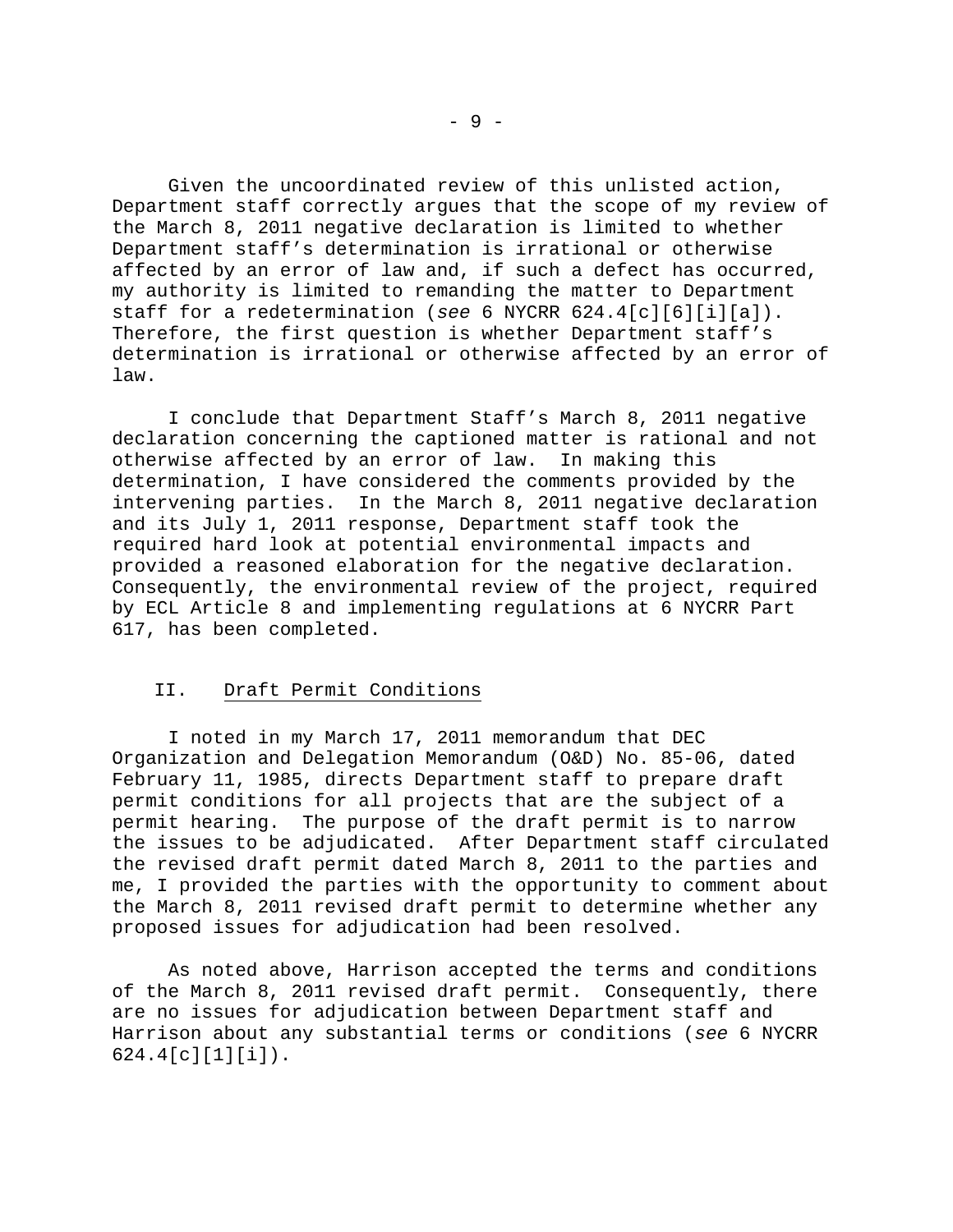Given the uncoordinated review of this unlisted action, Department staff correctly argues that the scope of my review of the March 8, 2011 negative declaration is limited to whether Department staff's determination is irrational or otherwise affected by an error of law and, if such a defect has occurred, my authority is limited to remanding the matter to Department staff for a redetermination (*see* 6 NYCRR 624.4[c][6][i][a]). Therefore, the first question is whether Department staff's determination is irrational or otherwise affected by an error of law.

I conclude that Department Staff's March 8, 2011 negative declaration concerning the captioned matter is rational and not otherwise affected by an error of law. In making this determination, I have considered the comments provided by the intervening parties. In the March 8, 2011 negative declaration and its July 1, 2011 response, Department staff took the required hard look at potential environmental impacts and provided a reasoned elaboration for the negative declaration. Consequently, the environmental review of the project, required by ECL Article 8 and implementing regulations at 6 NYCRR Part 617, has been completed.

## II. <u>Draft Permit Conditions</u>

I noted in my March 17, 2011 memorandum that DEC Organization and Delegation Memorandum (O&D) No. 85-06, dated February 11, 1985, directs Department staff to prepare draft permit conditions for all projects that are the subject of a permit hearing. The purpose of the draft permit is to narrow the issues to be adjudicated. After Department staff circulated the revised draft permit dated March 8, 2011 to the parties and me, I provided the parties with the opportunity to comment about the March 8, 2011 revised draft permit to determine whether any proposed issues for adjudication had been resolved.

As noted above, Harrison accepted the terms and conditions of the March 8, 2011 revised draft permit. Consequently, there are no issues for adjudication between Department staff and Harrison about any substantial terms or conditions (*see* 6 NYCRR 624.4[c][1][i]).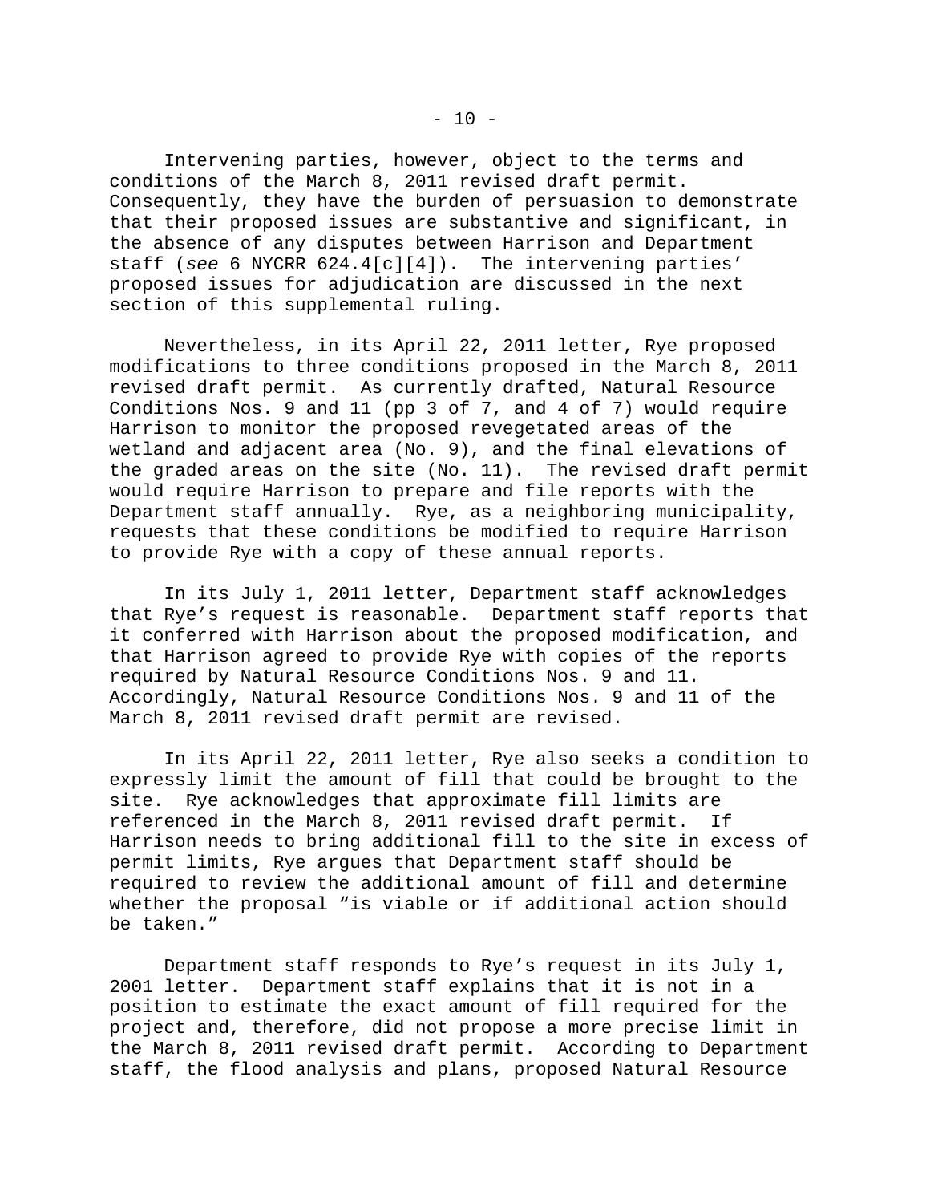Intervening parties, however, object to the terms and conditions of the March 8, 2011 revised draft permit. Consequently, they have the burden of persuasion to demonstrate that their proposed issues are substantive and significant, in the absence of any disputes between Harrison and Department staff (*see* 6 NYCRR 624.4[c][4]). The intervening parties' proposed issues for adjudication are discussed in the next section of this supplemental ruling.

Nevertheless, in its April 22, 2011 letter, Rye proposed modifications to three conditions proposed in the March 8, 2011 revised draft permit. As currently drafted, Natural Resource Conditions Nos. 9 and 11 (pp 3 of 7, and 4 of 7) would require Harrison to monitor the proposed revegetated areas of the wetland and adjacent area (No. 9), and the final elevations of the graded areas on the site (No. 11). The revised draft permit would require Harrison to prepare and file reports with the Department staff annually. Rye, as a neighboring municipality, requests that these conditions be modified to require Harrison to provide Rye with a copy of these annual reports.

In its July 1, 2011 letter, Department staff acknowledges that Rye's request is reasonable. Department staff reports that it conferred with Harrison about the proposed modification, and that Harrison agreed to provide Rye with copies of the reports required by Natural Resource Conditions Nos. 9 and 11. Accordingly, Natural Resource Conditions Nos. 9 and 11 of the March 8, 2011 revised draft permit are revised.

In its April 22, 2011 letter, Rye also seeks a condition to expressly limit the amount of fill that could be brought to the site. Rye acknowledges that approximate fill limits are referenced in the March 8, 2011 revised draft permit. If Harrison needs to bring additional fill to the site in excess of permit limits, Rye argues that Department staff should be required to review the additional amount of fill and determine whether the proposal "is viable or if additional action should be taken."

Department staff responds to Rye's request in its July 1, 2001 letter. Department staff explains that it is not in a position to estimate the exact amount of fill required for the project and, therefore, did not propose a more precise limit in the March 8, 2011 revised draft permit. According to Department staff, the flood analysis and plans, proposed Natural Resource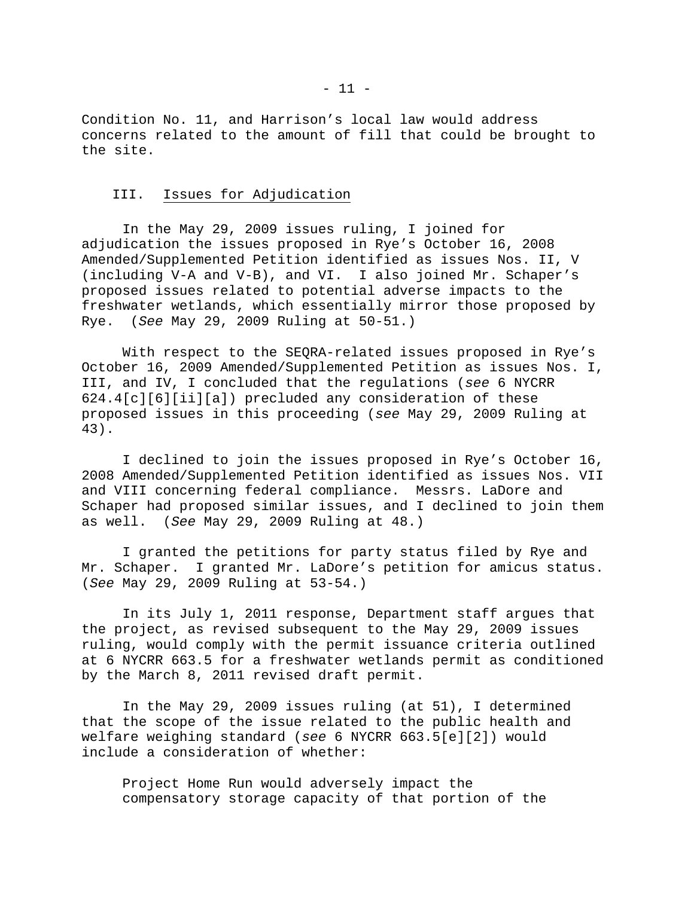Condition No. 11, and Harrison's local law would address concerns related to the amount of fill that could be brought to the site.

## III. Issues for Adjudication

In the May 29, 2009 issues ruling, I joined for adjudication the issues proposed in Rye's October 16, 2008 Amended/Supplemented Petition identified as issues Nos. II, V (including V-A and V-B), and VI. I also joined Mr. Schaper's proposed issues related to potential adverse impacts to the freshwater wetlands, which essentially mirror those proposed by Rye. (*See* May 29, 2009 Ruling at 50-51.)

With respect to the SEQRA-related issues proposed in Rye's October 16, 2009 Amended/Supplemented Petition as issues Nos. I, III, and IV, I concluded that the regulations (*see* 6 NYCRR 624.4[c][6][ii][a]) precluded any consideration of these proposed issues in this proceeding (*see* May 29, 2009 Ruling at 43).

I declined to join the issues proposed in Rye's October 16, 2008 Amended/Supplemented Petition identified as issues Nos. VII and VIII concerning federal compliance. Messrs. LaDore and Schaper had proposed similar issues, and I declined to join them as well. (*See* May 29, 2009 Ruling at 48.)

I granted the petitions for party status filed by Rye and Mr. Schaper. I granted Mr. LaDore's petition for amicus status. (*See* May 29, 2009 Ruling at 53-54.)

In its July 1, 2011 response, Department staff argues that the project, as revised subsequent to the May 29, 2009 issues ruling, would comply with the permit issuance criteria outlined at 6 NYCRR 663.5 for a freshwater wetlands permit as conditioned by the March 8, 2011 revised draft permit.

In the May 29, 2009 issues ruling (at 51), I determined that the scope of the issue related to the public health and welfare weighing standard (*see* 6 NYCRR 663.5[e][2]) would include a consideration of whether:

> Project Home Run would adversely impact the compensatory storage capacity of that portion of the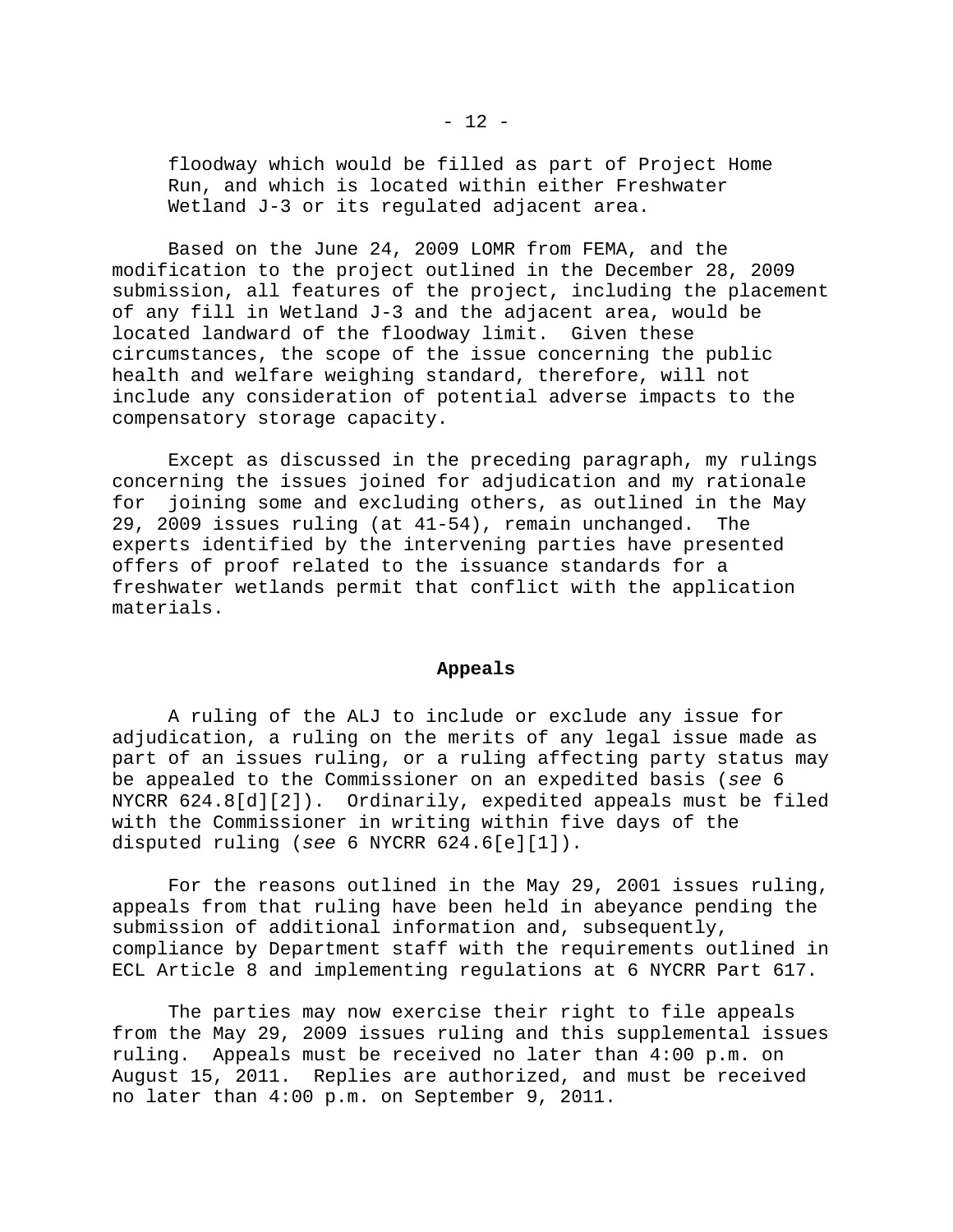floodway which would be filled as part of Project Home Run, and which is located within either Freshwater Wetland J-3 or its regulated adjacent area.

Based on the June 24, 2009 LOMR from FEMA, and the modification to the project outlined in the December 28, 2009 submission, all features of the project, including the placement of any fill in Wetland J-3 and the adjacent area, would be located landward of the floodway limit. Given these circumstances, the scope of the issue concerning the public health and welfare weighing standard, therefore, will not include any consideration of potential adverse impacts to the compensatory storage capacity.

Except as discussed in the preceding paragraph, my rulings concerning the issues joined for adjudication and my rationale for joining some and excluding others, as outlined in the May 29, 2009 issues ruling (at 41-54), remain unchanged. The experts identified by the intervening parties have presented offers of proof related to the issuance standards for a freshwater wetlands permit that conflict with the application materials.

## Appeals

A ruling of the ALJ to include or exclude any issue for adjudication, a ruling on the merits of any legal issue made as part of an issues ruling, or a ruling affecting party status may be appealed to the Commissioner on an expedited basis (*see* 6 NYCRR 624.8[d][2]). Ordinarily, expedited appeals must be filed with the Commissioner in writing within five days of the disputed ruling (*see* 6 NYCRR 624.6[e][1]).

For the reasons outlined in the May 29, 2001 issues ruling, appeals from that ruling have been held in abeyance pending the submission of additional information and, subsequently, compliance by Department staff with the requirements outlined in ECL Article 8 and implementing regulations at 6 NYCRR Part 617.

The parties may now exercise their right to file appeals from the May 29, 2009 issues ruling and this supplemental issues ruling. Appeals must be received no later than 4:00 p.m. on August 15, 2011. Replies are authorized, and must be received no later than 4:00 p.m. on September 9, 2011.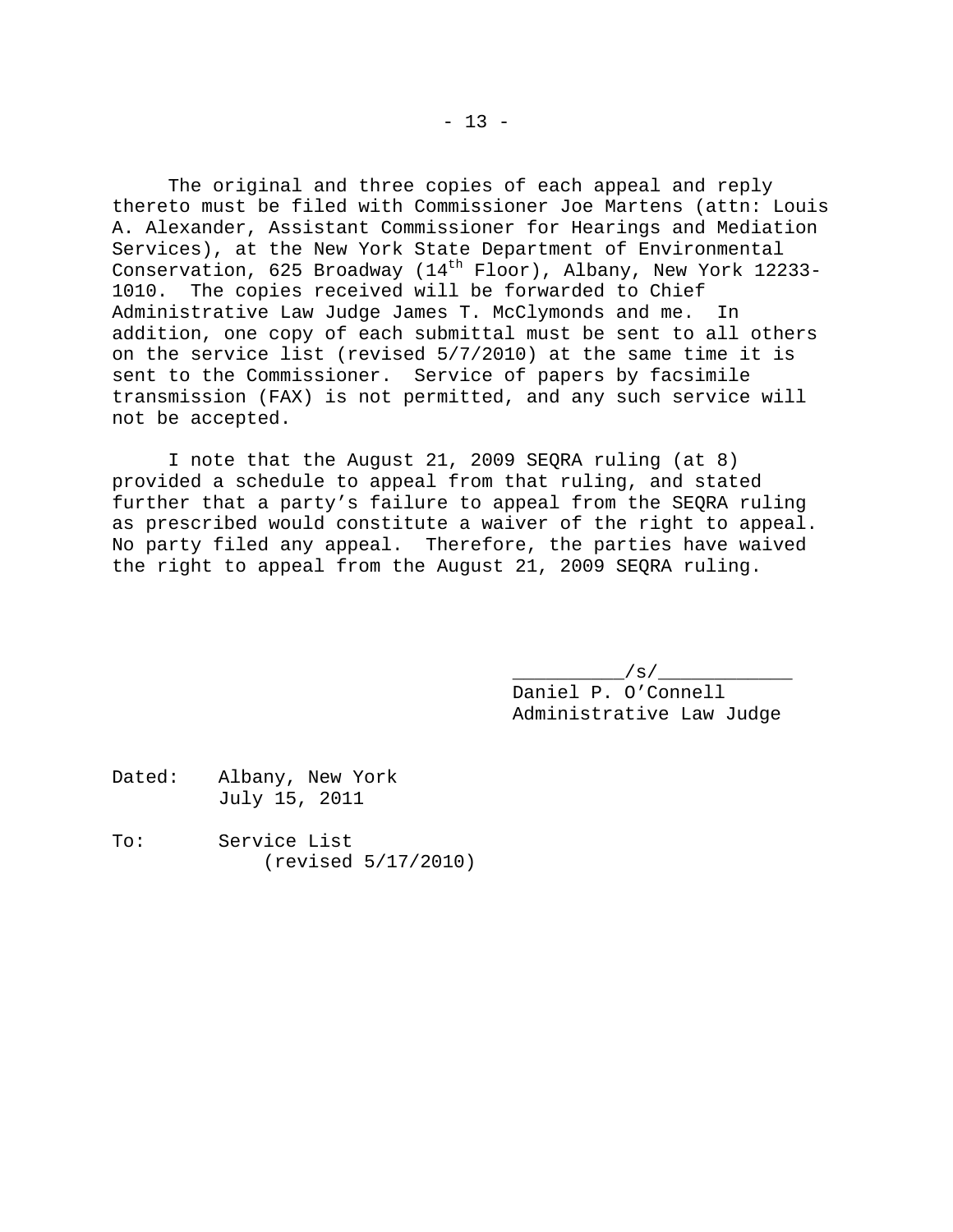The original and three copies of each appeal and reply thereto must be filed with Commissioner Joe Martens (attn: Louis A. Alexander, Assistant Commissioner for Hearings and Mediation Services), at the New York State Department of Environmental Conservation, 625 Broadway (14th Floor), Albany, New York 12233-1010. The copies received will be forwarded to Chief Administrative Law Judge James T. McClymonds and me. In addition, one copy of each submittal must be sent to all others on the service list (revised 5/7/2010) at the same time it is sent to the Commissioner. Service of papers by facsimile transmission (FAX) is not permitted, and any such service will not be accepted.

I note that the August 21, 2009 SEQRA ruling (at 8) provided a schedule to appeal from that ruling, and stated further that a party's failure to appeal from the SEQRA ruling as prescribed would constitute a waiver of the right to appeal. No party filed any appeal. Therefore, the parties have waived the right to appeal from the August 21, 2009 SEQRA ruling.

__________/s/____________
Daniel P. O'Connell
Administrative Law Judge

Dated: Albany, New York
July 15, 2011

To: Service List
(revised 5/17/2010)